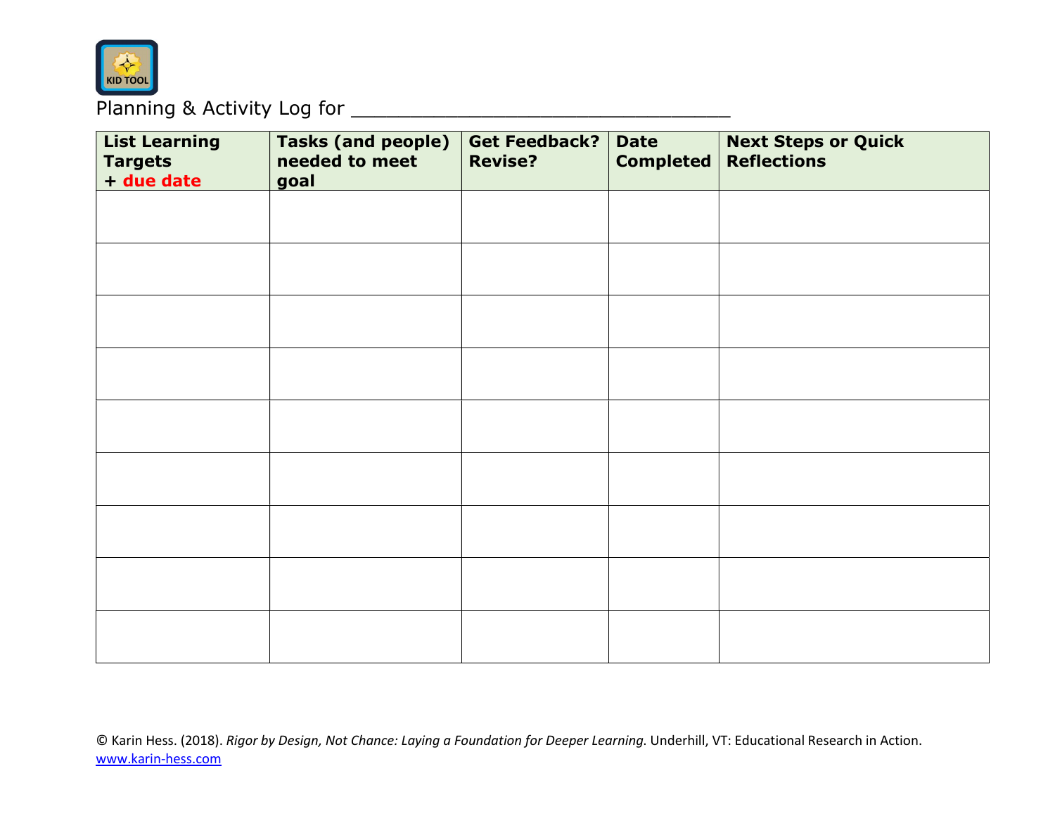KID TOOL

Planning & Activity Log for _______________________________

| List Learning Targets + due date | Tasks (and people) needed to meet goal | Get Feedback? Revise? | Date Completed | Next Steps or Quick Reflections |
|---|---|---|---|---|
| | | | | |
| | | | | |
| | | | | |
| | | | | |
| | | | | |
| | | | | |
| | | | | |
| | | | | |
| | | | | |

© Karin Hess. (2018). *Rigor by Design, Not Chance: Laying a Foundation for Deeper Learning.* Underhill, VT: Educational Research in Action. www.karin-hess.com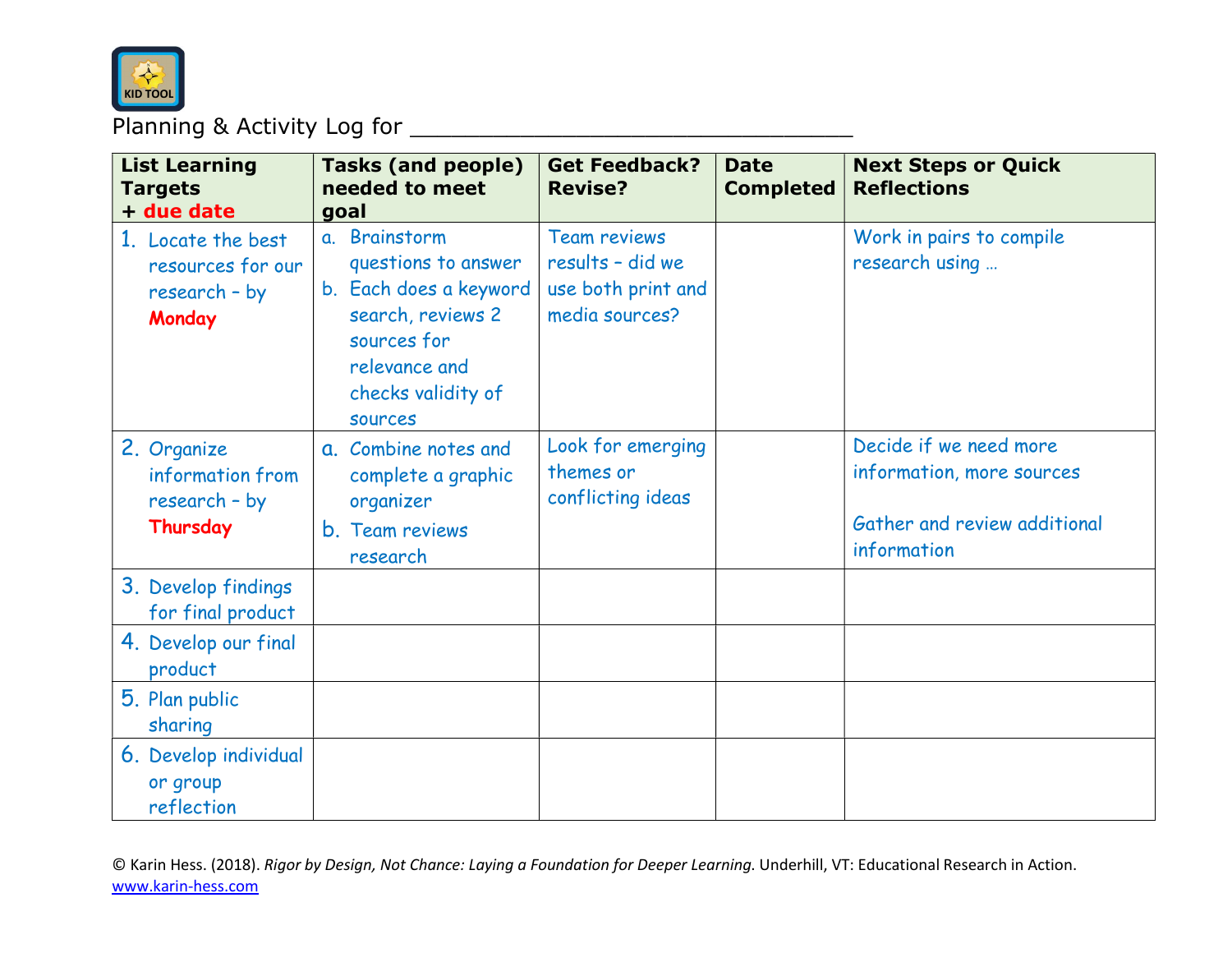KID TOOL

Planning & Activity Log for ________________________________

| List Learning Targets + **due date** | Tasks (and people) needed to meet goal | Get Feedback? Revise? | Date Completed | Next Steps or Quick Reflections |
|---|---|---|---|---|
| 1. Locate the best resources for our research – by **Monday** | a. Brainstorm questions to answer<br>b. Each does a keyword search, reviews 2 sources for relevance and checks validity of sources | Team reviews results – did we use both print and media sources? | | Work in pairs to compile research using … |
| 2. Organize information from research – by **Thursday** | a. Combine notes and complete a graphic organizer<br>b. Team reviews research | Look for emerging themes or conflicting ideas | | Decide if we need more information, more sources<br><br>Gather and review additional information |
| 3. Develop findings for final product | | | | |
| 4. Develop our final product | | | | |
| 5. Plan public sharing | | | | |
| 6. Develop individual or group reflection | | | | |

© Karin Hess. (2018). *Rigor by Design, Not Chance: Laying a Foundation for Deeper Learning.* Underhill, VT: Educational Research in Action. www.karin-hess.com